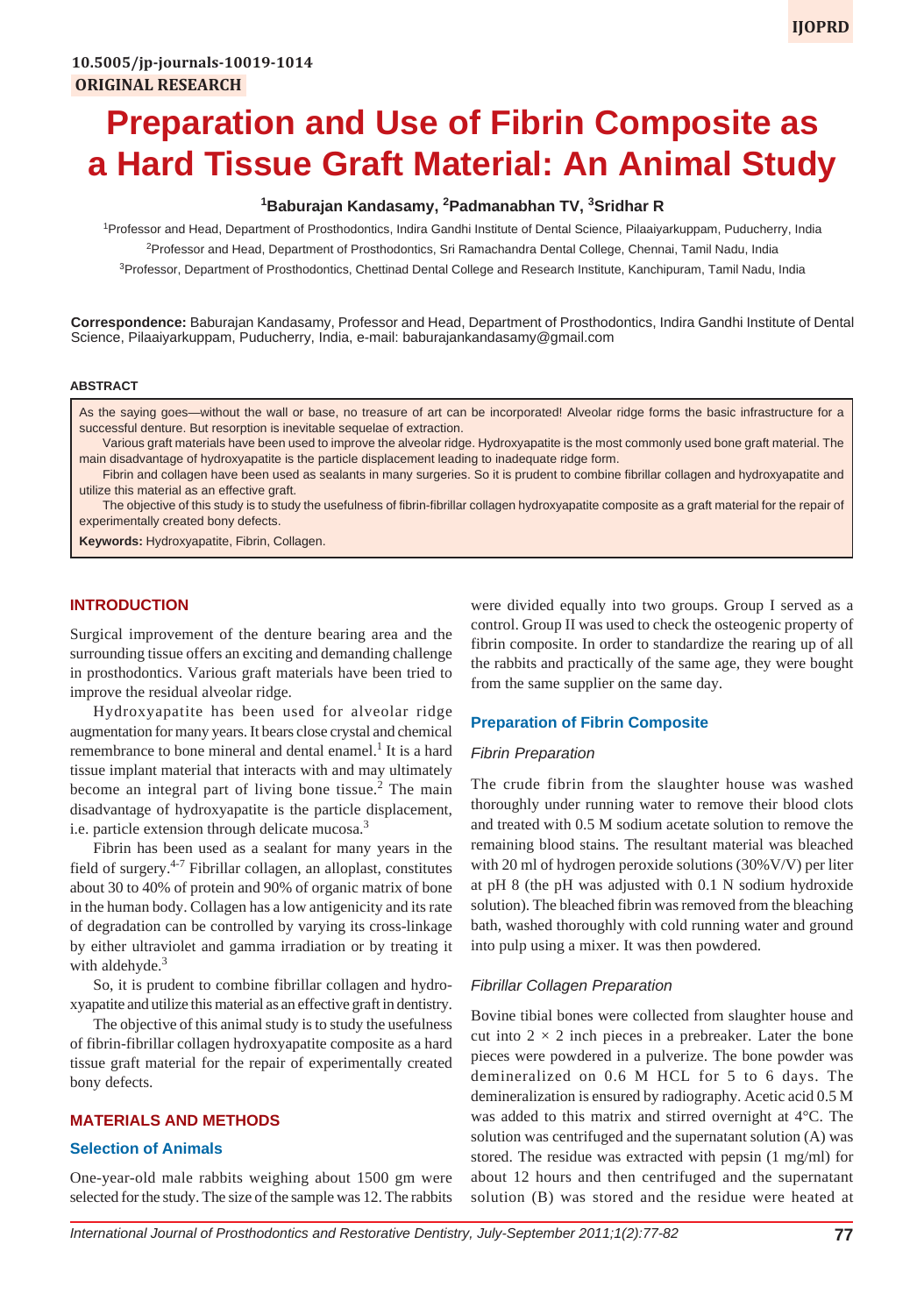10.5005/jp-journals-10019-1014

**ORIGINAL RESEARCH**

# Preparation and Use of Fibrin Composite as a Hard Tissue Graft Material: An Animal Study

**[1]Baburajan Kandasamy, [2]Padmanabhan TV, [3]Sridhar R**

[1]Professor and Head, Department of Prosthodontics, Indira Gandhi Institute of Dental Science, Pilaaiyarkuppam, Puducherry, India

[2]Professor and Head, Department of Prosthodontics, Sri Ramachandra Dental College, Chennai, Tamil Nadu, India

[3]Professor, Department of Prosthodontics, Chettinad Dental College and Research Institute, Kanchipuram, Tamil Nadu, India

**Correspondence:** Baburajan Kandasamy, Professor and Head, Department of Prosthodontics, Indira Gandhi Institute of Dental Science, Pilaaiyarkuppam, Puducherry, India, e-mail: baburajankandasamy@gmail.com

## ABSTRACT

As the saying goes—without the wall or base, no treasure of art can be incorporated! Alveolar ridge forms the basic infrastructure for a successful denture. But resorption is inevitable sequelae of extraction.

Various graft materials have been used to improve the alveolar ridge. Hydroxyapatite is the most commonly used bone graft material. The main disadvantage of hydroxyapatite is the particle displacement leading to inadequate ridge form.

Fibrin and collagen have been used as sealants in many surgeries. So it is prudent to combine fibrillar collagen and hydroxyapatite and utilize this material as an effective graft.

The objective of this study is to study the usefulness of fibrin-fibrillar collagen hydroxyapatite composite as a graft material for the repair of experimentally created bony defects.

**Keywords:** Hydroxyapatite, Fibrin, Collagen.

## INTRODUCTION

Surgical improvement of the denture bearing area and the surrounding tissue offers an exciting and demanding challenge in prosthodontics. Various graft materials have been tried to improve the residual alveolar ridge.

Hydroxyapatite has been used for alveolar ridge augmentation for many years. It bears close crystal and chemical remembrance to bone mineral and dental enamel.[1] It is a hard tissue implant material that interacts with and may ultimately become an integral part of living bone tissue.[2] The main disadvantage of hydroxyapatite is the particle displacement, i.e. particle extension through delicate mucosa.[3]

Fibrin has been used as a sealant for many years in the field of surgery.[4-7] Fibrillar collagen, an alloplast, constitutes about 30 to 40% of protein and 90% of organic matrix of bone in the human body. Collagen has a low antigenicity and its rate of degradation can be controlled by varying its cross-linkage by either ultraviolet and gamma irradiation or by treating it with aldehyde.[3]

So, it is prudent to combine fibrillar collagen and hydroxyapatite and utilize this material as an effective graft in dentistry.

The objective of this animal study is to study the usefulness of fibrin-fibrillar collagen hydroxyapatite composite as a hard tissue graft material for the repair of experimentally created bony defects.

## MATERIALS AND METHODS

### Selection of Animals

One-year-old male rabbits weighing about 1500 gm were selected for the study. The size of the sample was 12. The rabbits were divided equally into two groups. Group I served as a control. Group II was used to check the osteogenic property of fibrin composite. In order to standardize the rearing up of all the rabbits and practically of the same age, they were bought from the same supplier on the same day.

### Preparation of Fibrin Composite

#### *Fibrin Preparation*

The crude fibrin from the slaughter house was washed thoroughly under running water to remove their blood clots and treated with 0.5 M sodium acetate solution to remove the remaining blood stains. The resultant material was bleached with 20 ml of hydrogen peroxide solutions (30%V/V) per liter at pH 8 (the pH was adjusted with 0.1 N sodium hydroxide solution). The bleached fibrin was removed from the bleaching bath, washed thoroughly with cold running water and ground into pulp using a mixer. It was then powdered.

#### *Fibrillar Collagen Preparation*

Bovine tibial bones were collected from slaughter house and cut into $2 \times 2$ inch pieces in a prebreaker. Later the bone pieces were powdered in a pulverize. The bone powder was demineralized on 0.6 M HCL for 5 to 6 days. The demineralization is ensured by radiography. Acetic acid 0.5 M was added to this matrix and stirred overnight at 4°C. The solution was centrifuged and the supernatant solution (A) was stored. The residue was extracted with pepsin (1 mg/ml) for about 12 hours and then centrifuged and the supernatant solution (B) was stored and the residue were heated at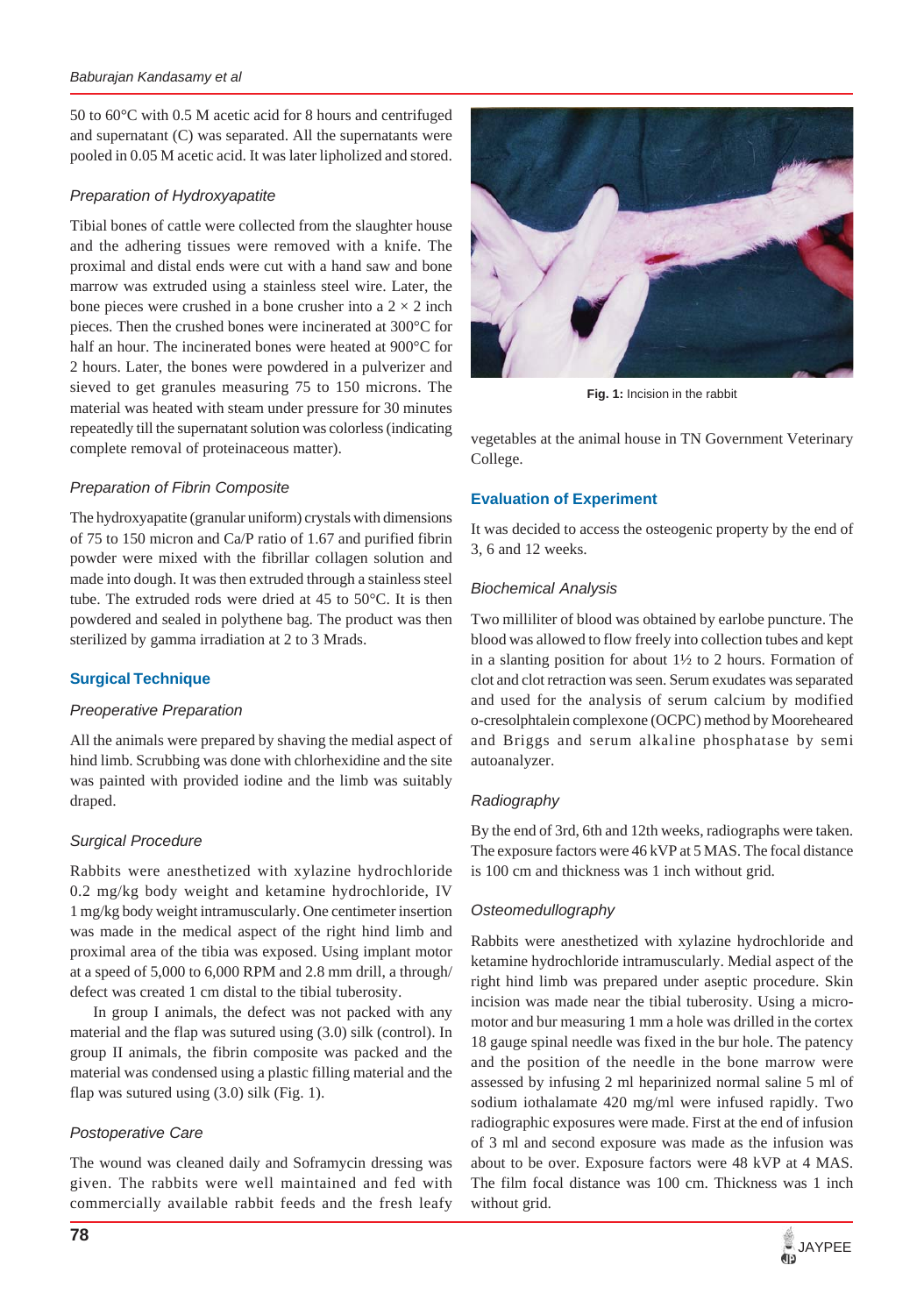50 to 60°C with 0.5 M acetic acid for 8 hours and centrifuged and supernatant (C) was separated. All the supernatants were pooled in 0.05 M acetic acid. It was later lipholized and stored.

### *Preparation of Hydroxyapatite*

Tibial bones of cattle were collected from the slaughter house and the adhering tissues were removed with a knife. The proximal and distal ends were cut with a hand saw and bone marrow was extruded using a stainless steel wire. Later, the bone pieces were crushed in a bone crusher into a 2 × 2 inch pieces. Then the crushed bones were incinerated at 300°C for half an hour. The incinerated bones were heated at 900°C for 2 hours. Later, the bones were powdered in a pulverizer and sieved to get granules measuring 75 to 150 microns. The material was heated with steam under pressure for 30 minutes repeatedly till the supernatant solution was colorless (indicating complete removal of proteinaceous matter).

### *Preparation of Fibrin Composite*

The hydroxyapatite (granular uniform) crystals with dimensions of 75 to 150 micron and Ca/P ratio of 1.67 and purified fibrin powder were mixed with the fibrillar collagen solution and made into dough. It was then extruded through a stainless steel tube. The extruded rods were dried at 45 to 50°C. It is then powdered and sealed in polythene bag. The product was then sterilized by gamma irradiation at 2 to 3 Mrads.

## Surgical Technique

### *Preoperative Preparation*

All the animals were prepared by shaving the medial aspect of hind limb. Scrubbing was done with chlorhexidine and the site was painted with provided iodine and the limb was suitably draped.

### *Surgical Procedure*

Rabbits were anesthetized with xylazine hydrochloride 0.2 mg/kg body weight and ketamine hydrochloride, IV 1 mg/kg body weight intramuscularly. One centimeter insertion was made in the medical aspect of the right hind limb and proximal area of the tibia was exposed. Using implant motor at a speed of 5,000 to 6,000 RPM and 2.8 mm drill, a through/ defect was created 1 cm distal to the tibial tuberosity.

In group I animals, the defect was not packed with any material and the flap was sutured using (3.0) silk (control). In group II animals, the fibrin composite was packed and the material was condensed using a plastic filling material and the flap was sutured using (3.0) silk (Fig. 1).

### *Postoperative Care*

The wound was cleaned daily and Soframycin dressing was given. The rabbits were well maintained and fed with commercially available rabbit feeds and the fresh leafy vegetables at the animal house in TN Government Veterinary College.

**Fig. 1:** Incision in the rabbit

## Evaluation of Experiment

It was decided to access the osteogenic property by the end of 3, 6 and 12 weeks.

### *Biochemical Analysis*

Two milliliter of blood was obtained by earlobe puncture. The blood was allowed to flow freely into collection tubes and kept in a slanting position for about 1½ to 2 hours. Formation of clot and clot retraction was seen. Serum exudates was separated and used for the analysis of serum calcium by modified o-cresolphtalein complexone (OCPC) method by Mooreheared and Briggs and serum alkaline phosphatase by semi autoanalyzer.

### *Radiography*

By the end of 3rd, 6th and 12th weeks, radiographs were taken. The exposure factors were 46 kVP at 5 MAS. The focal distance is 100 cm and thickness was 1 inch without grid.

### *Osteomedullography*

Rabbits were anesthetized with xylazine hydrochloride and ketamine hydrochloride intramuscularly. Medial aspect of the right hind limb was prepared under aseptic procedure. Skin incision was made near the tibial tuberosity. Using a micro-motor and bur measuring 1 mm a hole was drilled in the cortex 18 gauge spinal needle was fixed in the bur hole. The patency and the position of the needle in the bone marrow were assessed by infusing 2 ml heparinized normal saline 5 ml of sodium iothalamate 420 mg/ml were infused rapidly. Two radiographic exposures were made. First at the end of infusion of 3 ml and second exposure was made as the infusion was about to be over. Exposure factors were 48 kVP at 4 MAS. The film focal distance was 100 cm. Thickness was 1 inch without grid.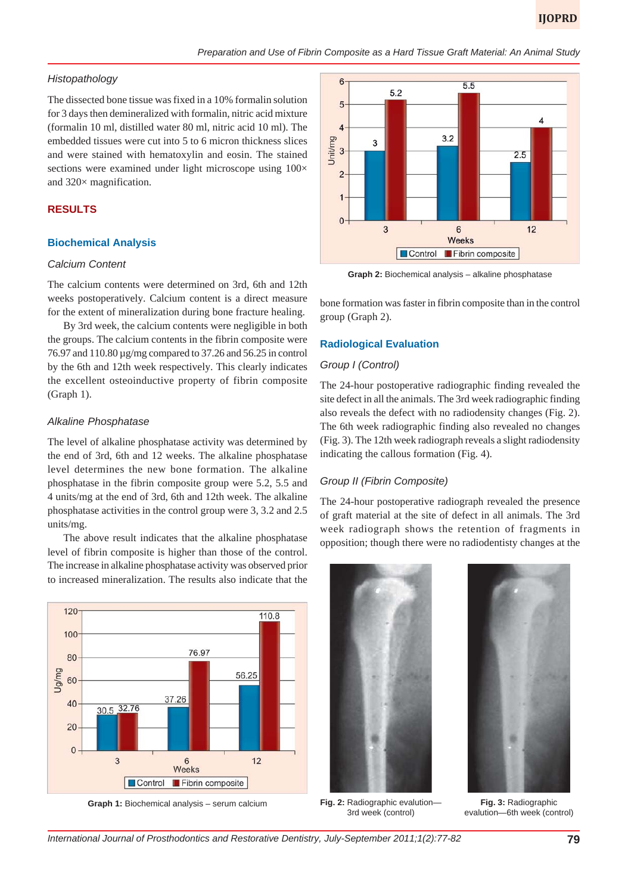### Histopathology

The dissected bone tissue was fixed in a 10% formalin solution for 3 days then demineralized with formalin, nitric acid mixture (formalin 10 ml, distilled water 80 ml, nitric acid 10 ml). The embedded tissues were cut into 5 to 6 micron thickness slices and were stained with hematoxylin and eosin. The stained sections were examined under light microscope using 100× and 320× magnification.

## RESULTS

### Biochemical Analysis

#### Calcium Content

The calcium contents were determined on 3rd, 6th and 12th weeks postoperatively. Calcium content is a direct measure for the extent of mineralization during bone fracture healing.

By 3rd week, the calcium contents were negligible in both the groups. The calcium contents in the fibrin composite were 76.97 and 110.80 µg/mg compared to 37.26 and 56.25 in control by the 6th and 12th week respectively. This clearly indicates the excellent osteoinductive property of fibrin composite (Graph 1).

#### Alkaline Phosphatase

The level of alkaline phosphatase activity was determined by the end of 3rd, 6th and 12 weeks. The alkaline phosphatase level determines the new bone formation. The alkaline phosphatase in the fibrin composite group were 5.2, 5.5 and 4 units/mg at the end of 3rd, 6th and 12th week. The alkaline phosphatase activities in the control group were 3, 3.2 and 2.5 units/mg.

The above result indicates that the alkaline phosphatase level of fibrin composite is higher than those of the control. The increase in alkaline phosphatase activity was observed prior to increased mineralization. The results also indicate that the bone formation was faster in fibrin composite than in the control group (Graph 2).

| Weeks | Control (Ug/mg) | Fibrin composite (Ug/mg) |
|---|---|---|
| 3 | 30.5 | 32.76 |
| 6 | 37.26 | 76.97 |
| 12 | 56.25 | 110.8 |

**Graph 1:** Biochemical analysis – serum calcium

| Weeks | Control (Unit/mg) | Fibrin composite (Unit/mg) |
|---|---|---|
| 3 | 3 | 5.2 |
| 6 | 3.2 | 5.5 |
| 12 | 2.5 | 4 |

**Graph 2:** Biochemical analysis – alkaline phosphatase

### Radiological Evaluation

#### Group I (Control)

The 24-hour postoperative radiographic finding revealed the site defect in all the animals. The 3rd week radiographic finding also reveals the defect with no radiodensity changes (Fig. 2). The 6th week radiographic finding also revealed no changes (Fig. 3). The 12th week radiograph reveals a slight radiodensity indicating the callous formation (Fig. 4).

#### Group II (Fibrin Composite)

The 24-hour postoperative radiograph revealed the presence of graft material at the site of defect in all animals. The 3rd week radiograph shows the retention of fragments in opposition; though there were no radiodentisty changes at the

**Fig. 2:** Radiographic evalution—3rd week (control)

**Fig. 3:** Radiographic evalution—6th week (control)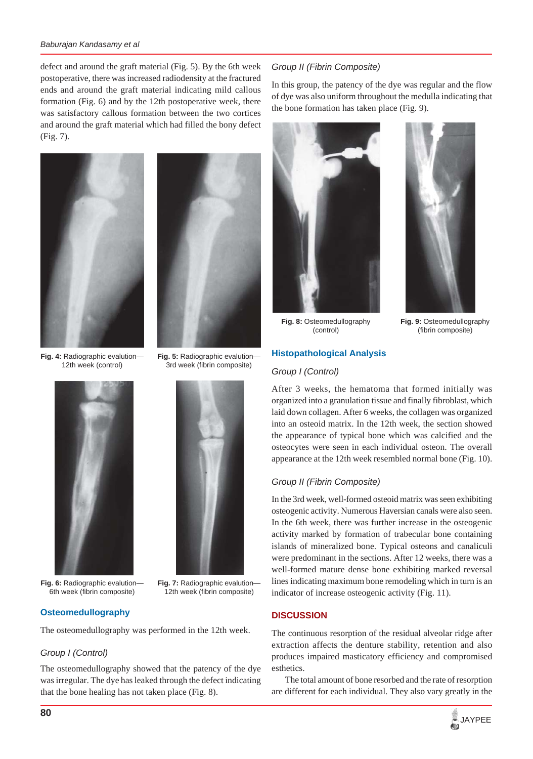defect and around the graft material (Fig. 5). By the 6th week postoperative, there was increased radiodensity at the fractured ends and around the graft material indicating mild callous formation (Fig. 6) and by the 12th postoperative week, there was satisfactory callous formation between the two cortices and around the graft material which had filled the bony defect (Fig. 7).

**Fig. 4:** Radiographic evalution—12th week (control)

**Fig. 5:** Radiographic evalution—3rd week (fibrin composite)

**Fig. 6:** Radiographic evalution—6th week (fibrin composite)

**Fig. 7:** Radiographic evalution—12th week (fibrin composite)

## Osteomedullography

The osteomedullography was performed in the 12th week.

*Group I (Control)*

The osteomedullography showed that the patency of the dye was irregular. The dye has leaked through the defect indicating that the bone healing has not taken place (Fig. 8).

*Group II (Fibrin Composite)*

In this group, the patency of the dye was regular and the flow of dye was also uniform throughout the medulla indicating that the bone formation has taken place (Fig. 9).

**Fig. 8:** Osteomedullography (control)

**Fig. 9:** Osteomedullography (fibrin composite)

## Histopathological Analysis

*Group I (Control)*

After 3 weeks, the hematoma that formed initially was organized into a granulation tissue and finally fibroblast, which laid down collagen. After 6 weeks, the collagen was organized into an osteoid matrix. In the 12th week, the section showed the appearance of typical bone which was calcified and the osteocytes were seen in each individual osteon. The overall appearance at the 12th week resembled normal bone (Fig. 10).

*Group II (Fibrin Composite)*

In the 3rd week, well-formed osteoid matrix was seen exhibiting osteogenic activity. Numerous Haversian canals were also seen. In the 6th week, there was further increase in the osteogenic activity marked by formation of trabecular bone containing islands of mineralized bone. Typical osteons and canaliculi were predominant in the sections. After 12 weeks, there was a well-formed mature dense bone exhibiting marked reversal lines indicating maximum bone remodeling which in turn is an indicator of increase osteogenic activity (Fig. 11).

## DISCUSSION

The continuous resorption of the residual alveolar ridge after extraction affects the denture stability, retention and also produces impaired masticatory efficiency and compromised esthetics.

The total amount of bone resorbed and the rate of resorption are different for each individual. They also vary greatly in the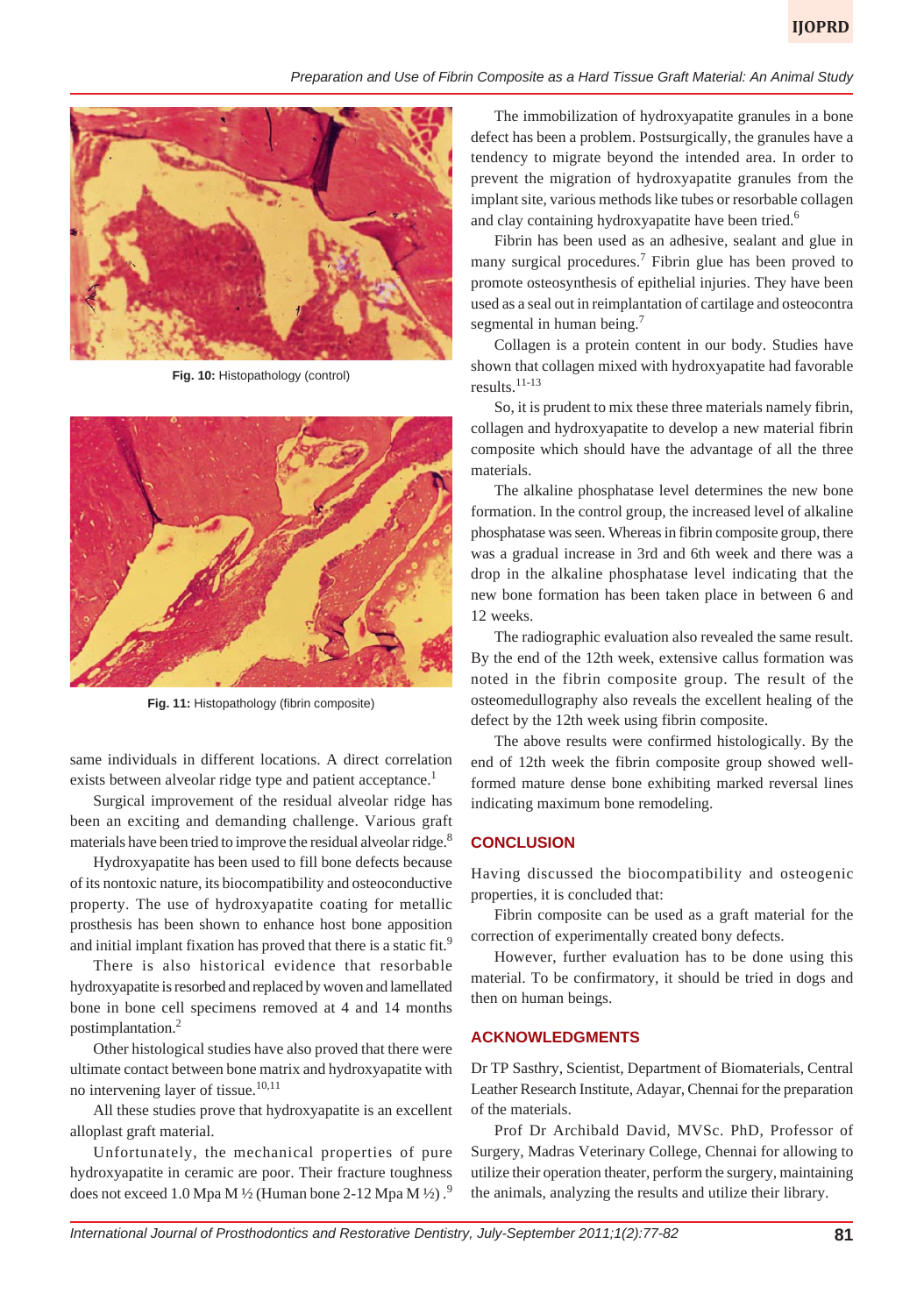Fig. 10: Histopathology (control)

Fig. 11: Histopathology (fibrin composite)

same individuals in different locations. A direct correlation exists between alveolar ridge type and patient acceptance.[1]

Surgical improvement of the residual alveolar ridge has been an exciting and demanding challenge. Various graft materials have been tried to improve the residual alveolar ridge.[8]

Hydroxyapatite has been used to fill bone defects because of its nontoxic nature, its biocompatibility and osteoconductive property. The use of hydroxyapatite coating for metallic prosthesis has been shown to enhance host bone apposition and initial implant fixation has proved that there is a static fit.[9]

There is also historical evidence that resorbable hydroxyapatite is resorbed and replaced by woven and lamellated bone in bone cell specimens removed at 4 and 14 months postimplantation.[2]

Other histological studies have also proved that there were ultimate contact between bone matrix and hydroxyapatite with no intervening layer of tissue.[10,11]

All these studies prove that hydroxyapatite is an excellent alloplast graft material.

Unfortunately, the mechanical properties of pure hydroxyapatite in ceramic are poor. Their fracture toughness does not exceed 1.0 Mpa M ½ (Human bone 2-12 Mpa M ½) .[9]

The immobilization of hydroxyapatite granules in a bone defect has been a problem. Postsurgically, the granules have a tendency to migrate beyond the intended area. In order to prevent the migration of hydroxyapatite granules from the implant site, various methods like tubes or resorbable collagen and clay containing hydroxyapatite have been tried.[6]

Fibrin has been used as an adhesive, sealant and glue in many surgical procedures.[7] Fibrin glue has been proved to promote osteosynthesis of epithelial injuries. They have been used as a seal out in reimplantation of cartilage and osteocontra segmental in human being.[7]

Collagen is a protein content in our body. Studies have shown that collagen mixed with hydroxyapatite had favorable results.[11-13]

So, it is prudent to mix these three materials namely fibrin, collagen and hydroxyapatite to develop a new material fibrin composite which should have the advantage of all the three materials.

The alkaline phosphatase level determines the new bone formation. In the control group, the increased level of alkaline phosphatase was seen. Whereas in fibrin composite group, there was a gradual increase in 3rd and 6th week and there was a drop in the alkaline phosphatase level indicating that the new bone formation has been taken place in between 6 and 12 weeks.

The radiographic evaluation also revealed the same result. By the end of the 12th week, extensive callus formation was noted in the fibrin composite group. The result of the osteomedullography also reveals the excellent healing of the defect by the 12th week using fibrin composite.

The above results were confirmed histologically. By the end of 12th week the fibrin composite group showed well-formed mature dense bone exhibiting marked reversal lines indicating maximum bone remodeling.

## CONCLUSION

Having discussed the biocompatibility and osteogenic properties, it is concluded that:

Fibrin composite can be used as a graft material for the correction of experimentally created bony defects.

However, further evaluation has to be done using this material. To be confirmatory, it should be tried in dogs and then on human beings.

## ACKNOWLEDGMENTS

Dr TP Sasthry, Scientist, Department of Biomaterials, Central Leather Research Institute, Adayar, Chennai for the preparation of the materials.

Prof Dr Archibald David, MVSc. PhD, Professor of Surgery, Madras Veterinary College, Chennai for allowing to utilize their operation theater, perform the surgery, maintaining the animals, analyzing the results and utilize their library.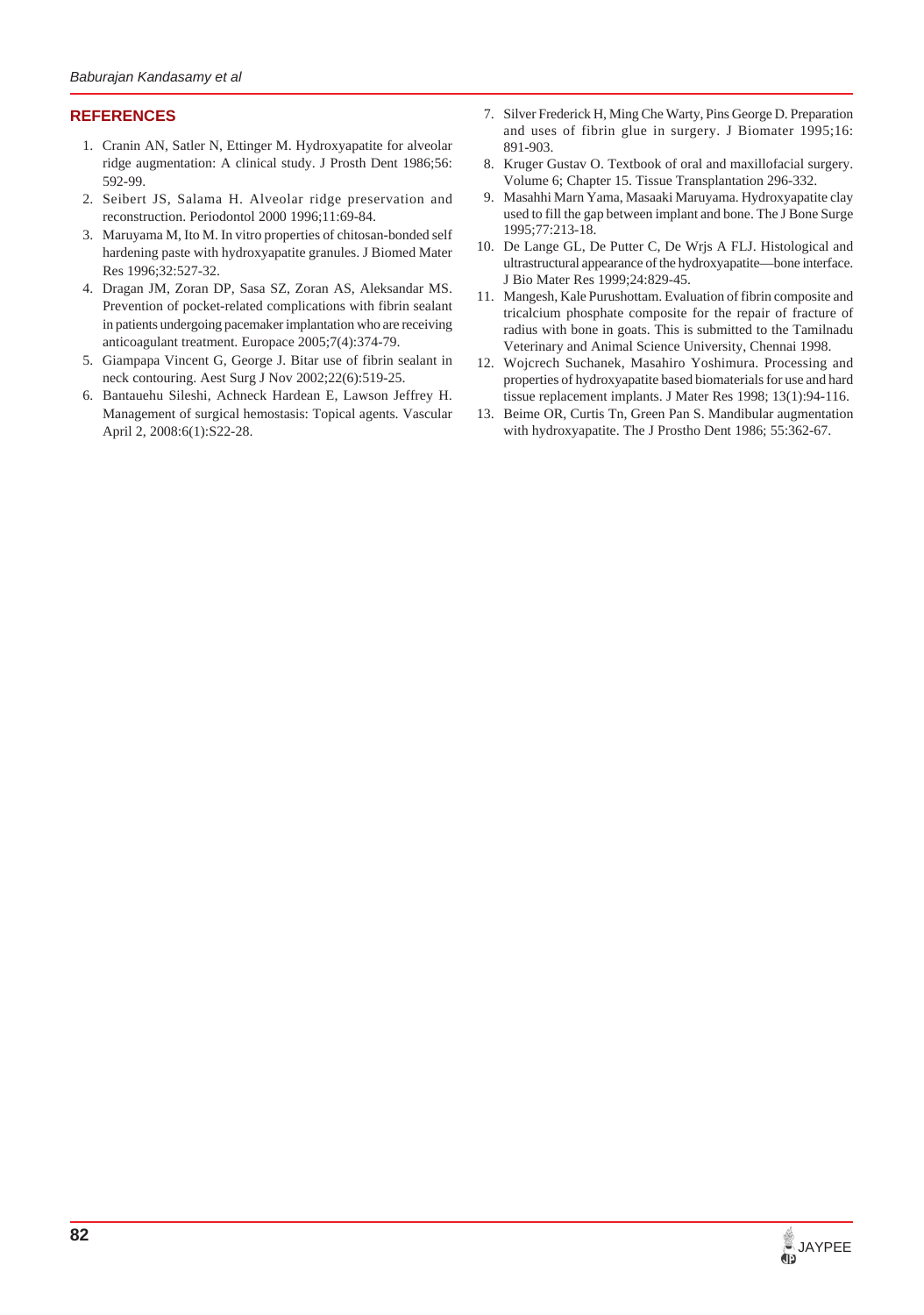## REFERENCES

1. Cranin AN, Satler N, Ettinger M. Hydroxyapatite for alveolar ridge augmentation: A clinical study. J Prosth Dent 1986;56: 592-99.
2. Seibert JS, Salama H. Alveolar ridge preservation and reconstruction. Periodontol 2000 1996;11:69-84.
3. Maruyama M, Ito M. In vitro properties of chitosan-bonded self hardening paste with hydroxyapatite granules. J Biomed Mater Res 1996;32:527-32.
4. Dragan JM, Zoran DP, Sasa SZ, Zoran AS, Aleksandar MS. Prevention of pocket-related complications with fibrin sealant in patients undergoing pacemaker implantation who are receiving anticoagulant treatment. Europace 2005;7(4):374-79.
5. Giampapa Vincent G, George J. Bitar use of fibrin sealant in neck contouring. Aest Surg J Nov 2002;22(6):519-25.
6. Bantauehu Sileshi, Achneck Hardean E, Lawson Jeffrey H. Management of surgical hemostasis: Topical agents. Vascular April 2, 2008:6(1):S22-28.
7. Silver Frederick H, Ming Che Warty, Pins George D. Preparation and uses of fibrin glue in surgery. J Biomater 1995;16: 891-903.
8. Kruger Gustav O. Textbook of oral and maxillofacial surgery. Volume 6; Chapter 15. Tissue Transplantation 296-332.
9. Masahhi Marn Yama, Masaaki Maruyama. Hydroxyapatite clay used to fill the gap between implant and bone. The J Bone Surge 1995;77:213-18.
10. De Lange GL, De Putter C, De Wrjs A FLJ. Histological and ultrastructural appearance of the hydroxyapatite—bone interface. J Bio Mater Res 1999;24:829-45.
11. Mangesh, Kale Purushottam. Evaluation of fibrin composite and tricalcium phosphate composite for the repair of fracture of radius with bone in goats. This is submitted to the Tamilnadu Veterinary and Animal Science University, Chennai 1998.
12. Wojcrech Suchanek, Masahiro Yoshimura. Processing and properties of hydroxyapatite based biomaterials for use and hard tissue replacement implants. J Mater Res 1998; 13(1):94-116.
13. Beime OR, Curtis Tn, Green Pan S. Mandibular augmentation with hydroxyapatite. The J Prostho Dent 1986; 55:362-67.